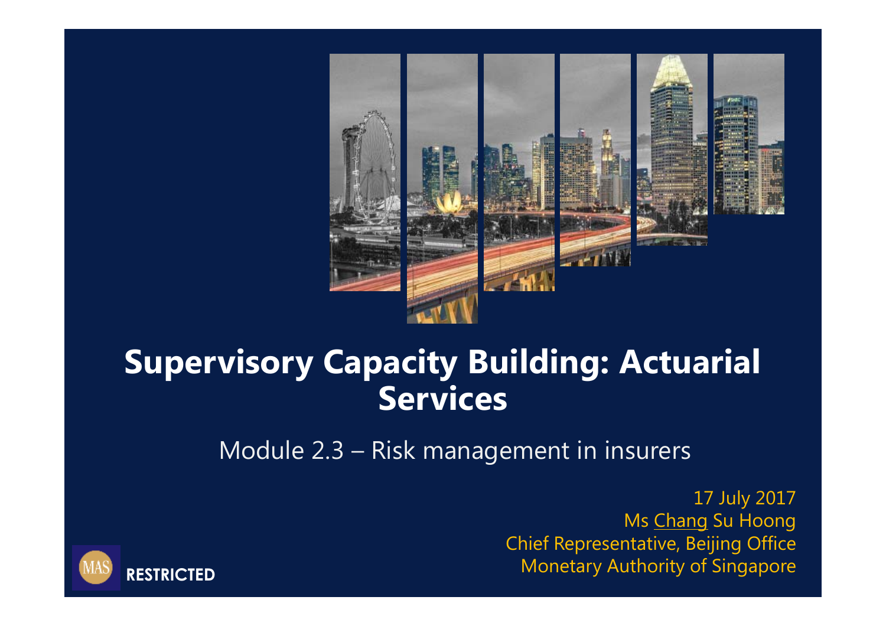# Supervisory Capacity Building: Actuarial Services

Module 2.3 – Risk management in insurers

17 July 2017
Ms Chang Su Hoong
Chief Representative, Beijing Office
Monetary Authority of Singapore

RESTRICTED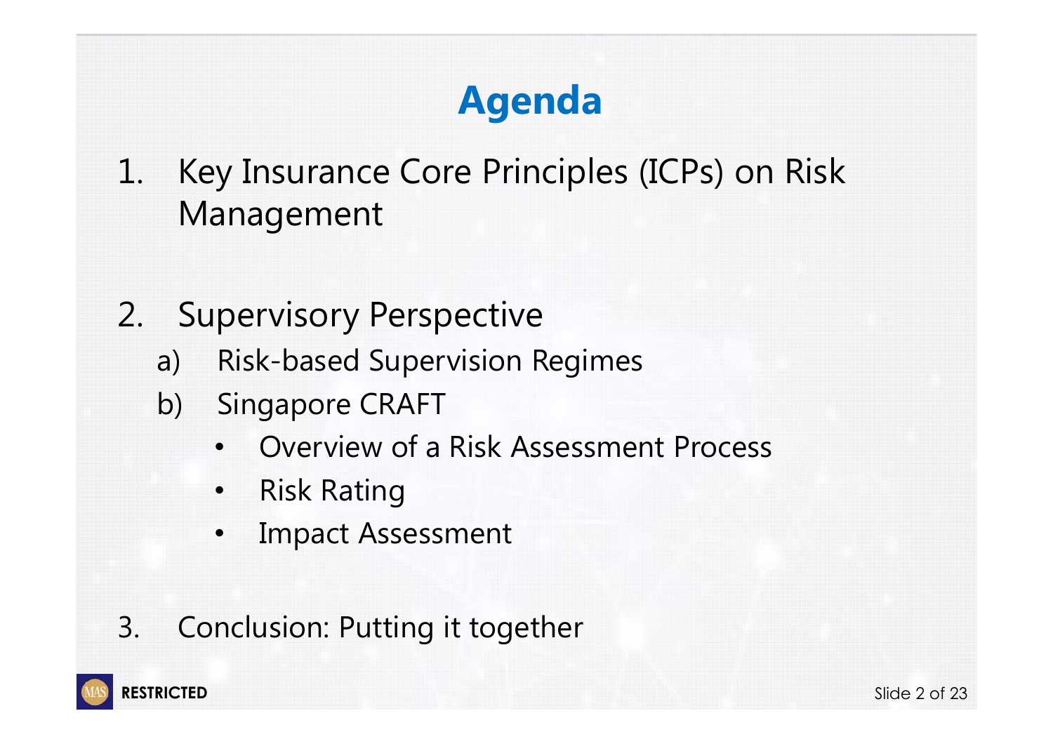# Agenda

1. Key Insurance Core Principles (ICPs) on Risk Management

2. Supervisory Perspective
   a) Risk-based Supervision Regimes
   b) Singapore CRAFT
      - Overview of a Risk Assessment Process
      - Risk Rating
      - Impact Assessment

3. Conclusion: Putting it together

RESTRICTED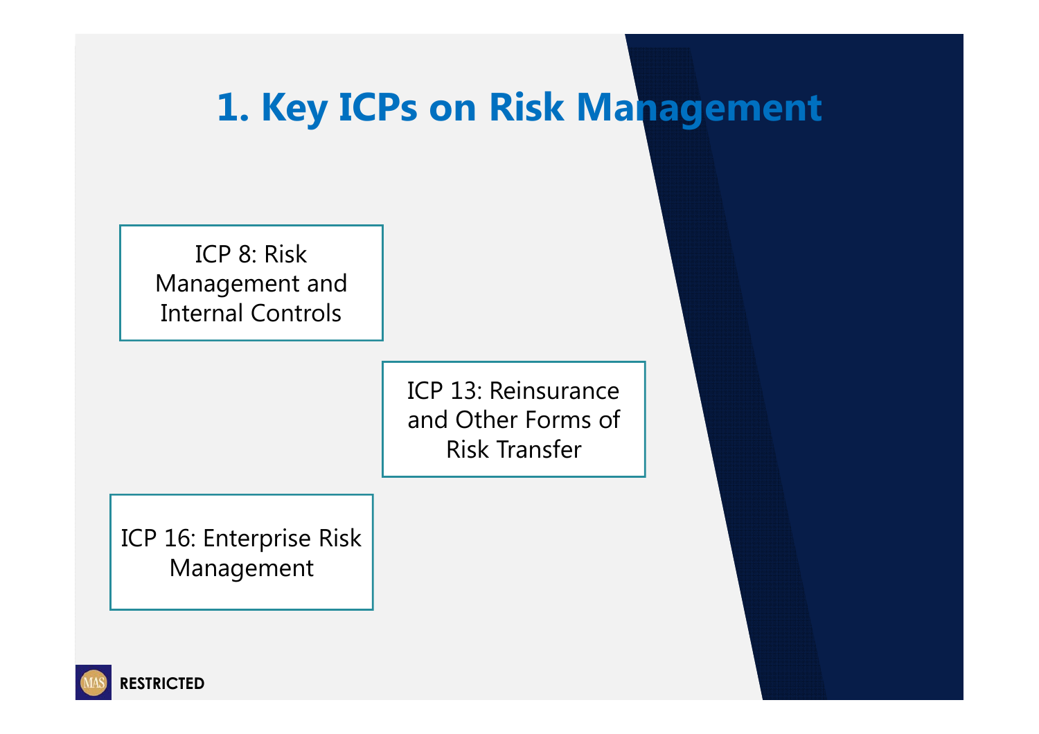# 1. Key ICPs on Risk Management

ICP 8: Risk Management and Internal Controls

ICP 13: Reinsurance and Other Forms of Risk Transfer

ICP 16: Enterprise Risk Management

RESTRICTED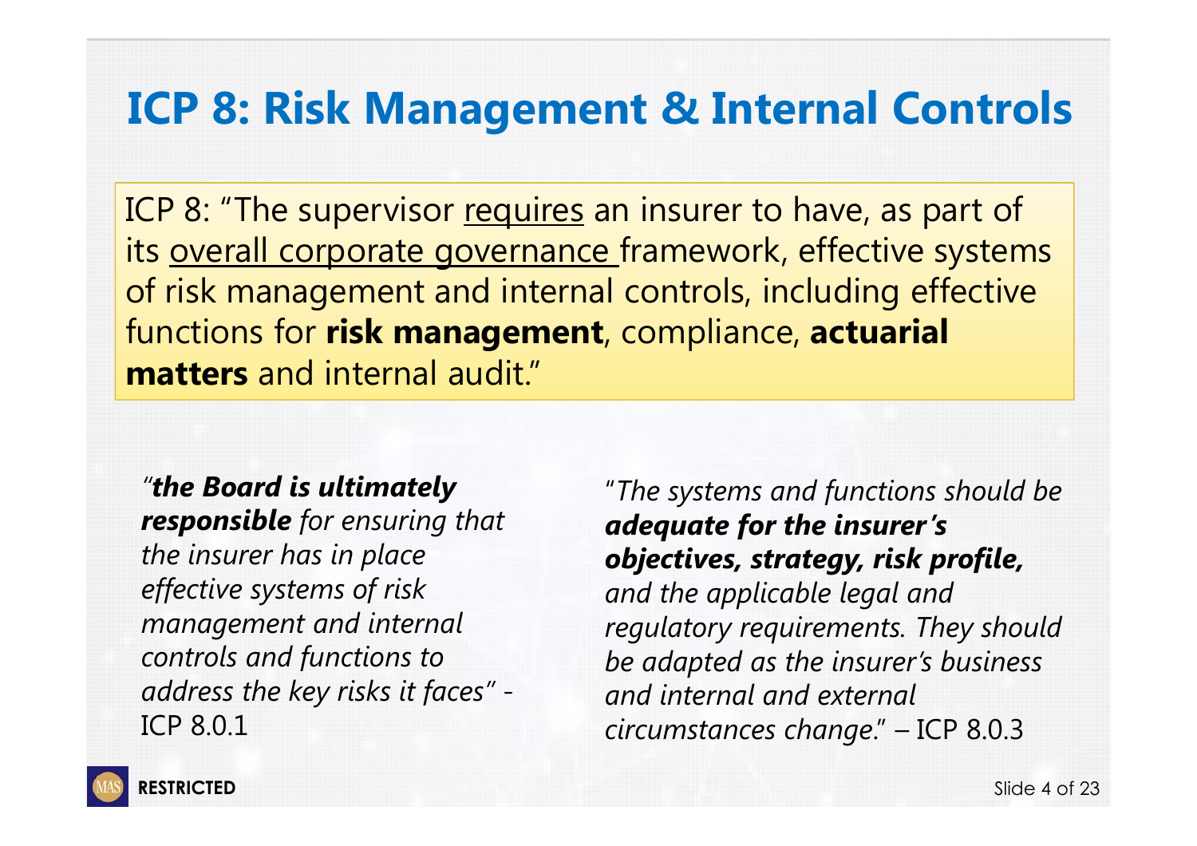# ICP 8: Risk Management & Internal Controls

ICP 8: "The supervisor <u>requires</u> an insurer to have, as part of its <u>overall corporate governance</u> framework, effective systems of risk management and internal controls, including effective functions for **risk management**, compliance, **actuarial matters** and internal audit."

*"**the Board is ultimately responsible** for ensuring that the insurer has in place effective systems of risk management and internal controls and functions to address the key risks it faces"* - ICP 8.0.1

*"The systems and functions should be **adequate for the insurer's objectives, strategy, risk profile,** and the applicable legal and regulatory requirements. They should be adapted as the insurer's business and internal and external circumstances change."* – ICP 8.0.3

RESTRICTED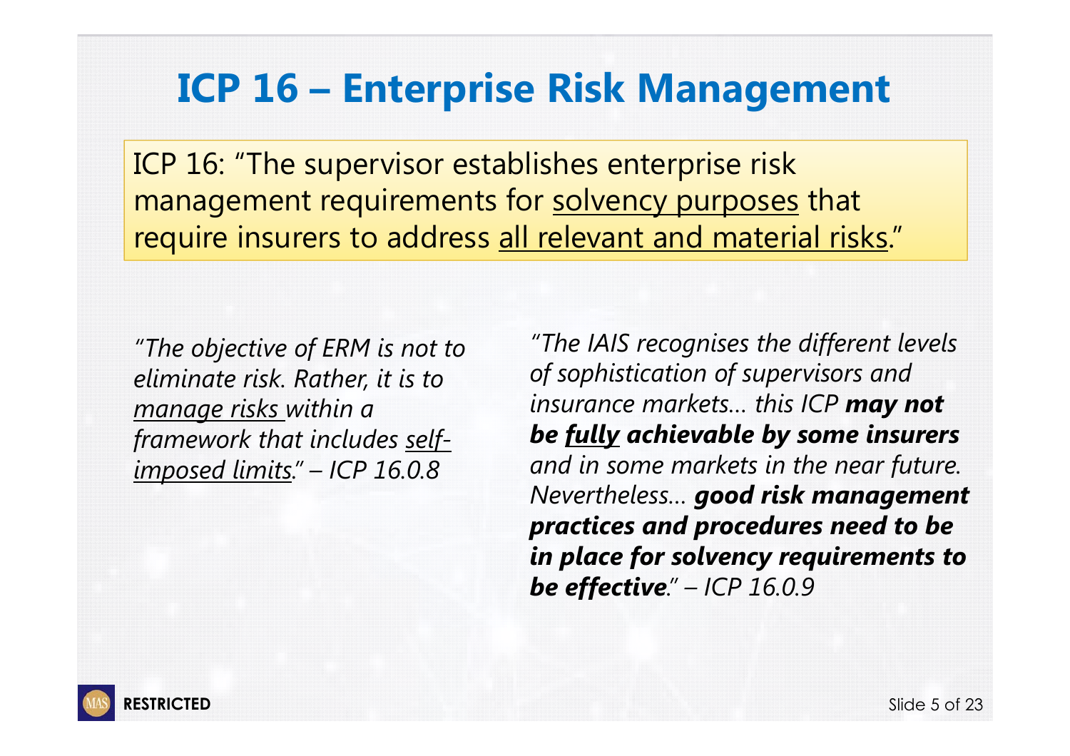# ICP 16 – Enterprise Risk Management

ICP 16: "The supervisor establishes enterprise risk management requirements for <u>solvency purposes</u> that require insurers to address <u>all relevant and material risks</u>."

*"The objective of ERM is not to eliminate risk. Rather, it is to <u>manage risks</u> within a framework that includes <u>self-imposed limits</u>." – ICP 16.0.8*

*"The IAIS recognises the different levels of sophistication of supervisors and insurance markets… this ICP **may not be <u>fully</u> achievable by some insurers** and in some markets in the near future. Nevertheless… **good risk management practices and procedures need to be in place for solvency requirements to be effective**." – ICP 16.0.9*

RESTRICTED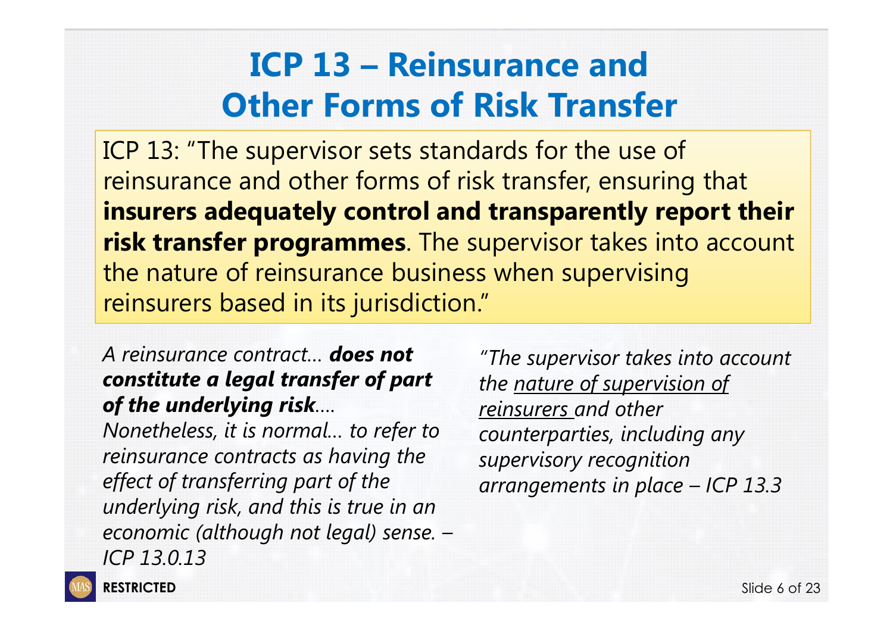# ICP 13 – Reinsurance and Other Forms of Risk Transfer

ICP 13: "The supervisor sets standards for the use of reinsurance and other forms of risk transfer, ensuring that **insurers adequately control and transparently report their risk transfer programmes**. The supervisor takes into account the nature of reinsurance business when supervising reinsurers based in its jurisdiction."

*A reinsurance contract… **does not constitute a legal transfer of part of the underlying risk**…. Nonetheless, it is normal… to refer to reinsurance contracts as having the effect of transferring part of the underlying risk, and this is true in an economic (although not legal) sense. – ICP 13.0.13*

*"The supervisor takes into account the <u>nature of supervision of reinsurers</u> and other counterparties, including any supervisory recognition arrangements in place – ICP 13.3*

**RESTRICTED**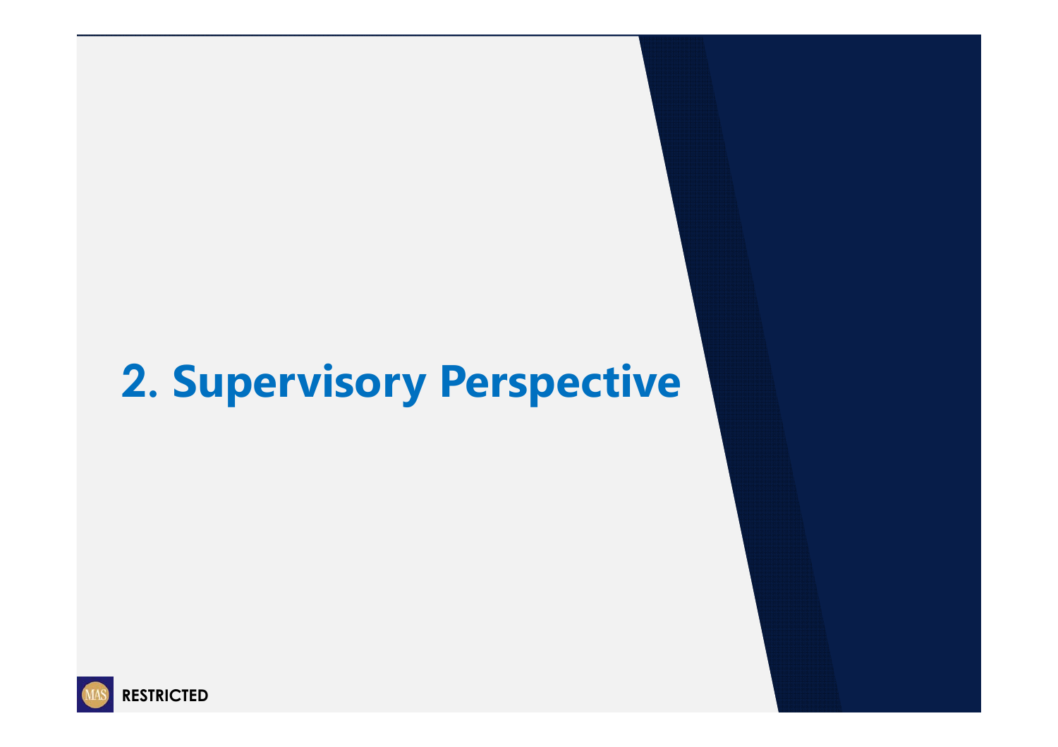# 2. Supervisory Perspective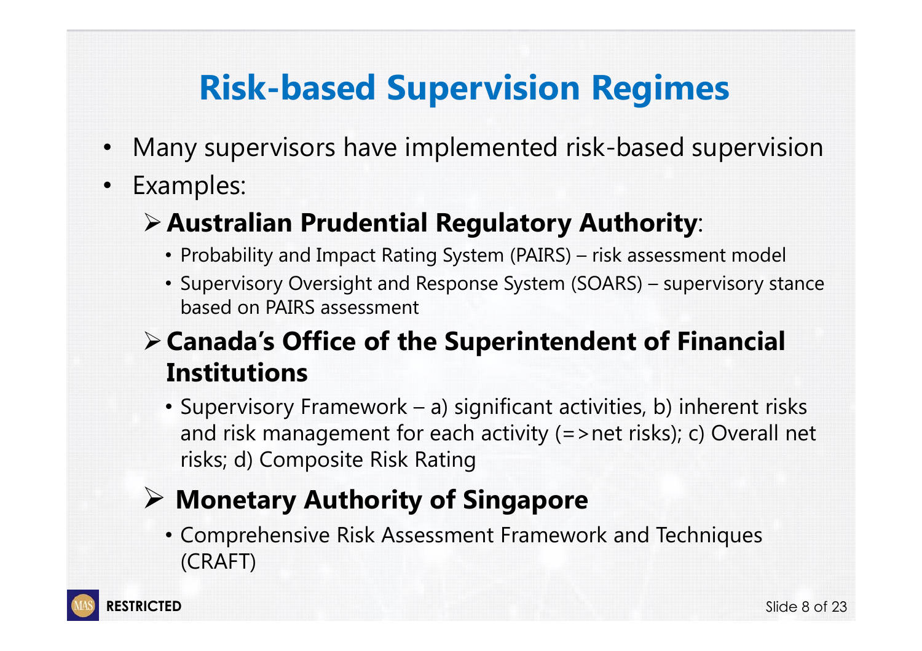# Risk-based Supervision Regimes

- Many supervisors have implemented risk-based supervision
- Examples:
  - **Australian Prudential Regulatory Authority**:
    - Probability and Impact Rating System (PAIRS) – risk assessment model
    - Supervisory Oversight and Response System (SOARS) – supervisory stance based on PAIRS assessment
  - **Canada's Office of the Superintendent of Financial Institutions**
    - Supervisory Framework – a) significant activities, b) inherent risks and risk management for each activity (=>net risks); c) Overall net risks; d) Composite Risk Rating
  - **Monetary Authority of Singapore**
    - Comprehensive Risk Assessment Framework and Techniques (CRAFT)

RESTRICTED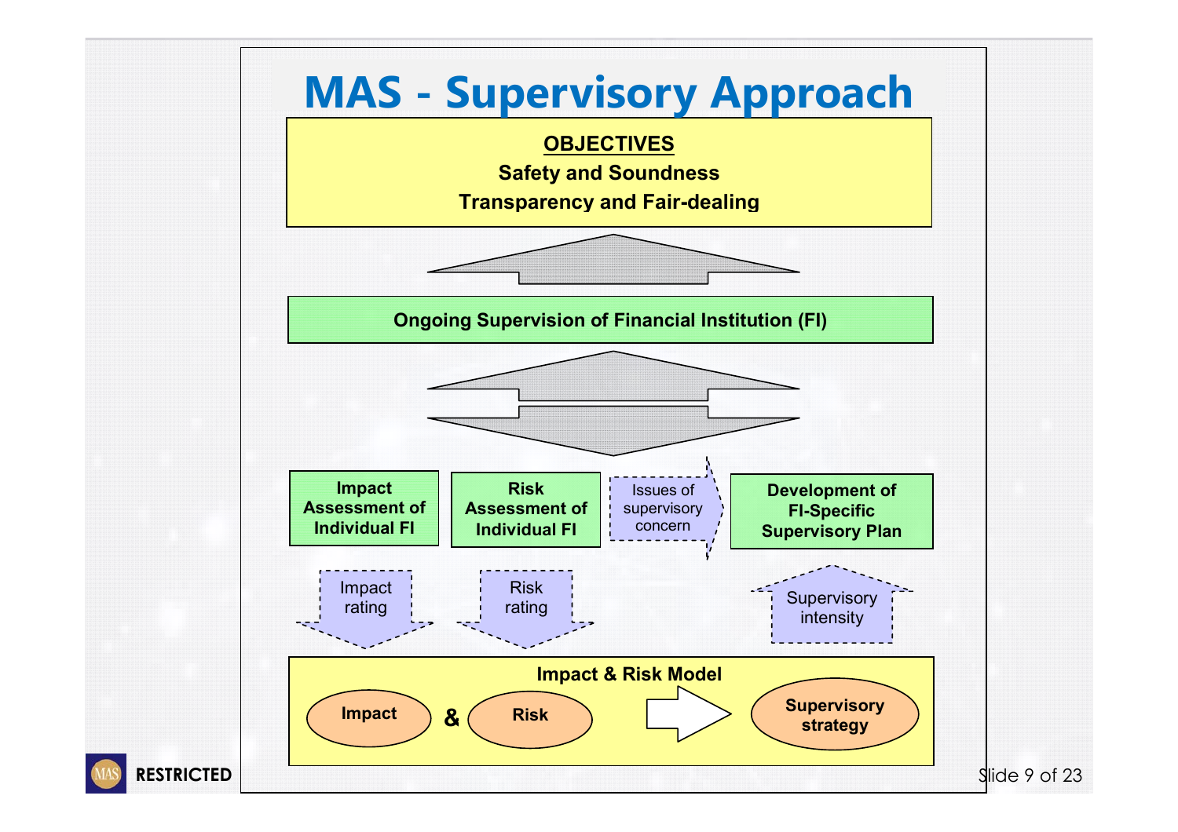# MAS - Supervisory Approach

**OBJECTIVES**

**Safety and Soundness**

**Transparency and Fair-dealing**

**Ongoing Supervision of Financial Institution (FI)**

**Impact Assessment of Individual FI**

**Risk Assessment of Individual FI**

Issues of supervisory concern

**Development of FI-Specific Supervisory Plan**

Impact rating

Risk rating

Supervisory intensity

**Impact & Risk Model**

**Impact** & **Risk** → **Supervisory strategy**

RESTRICTED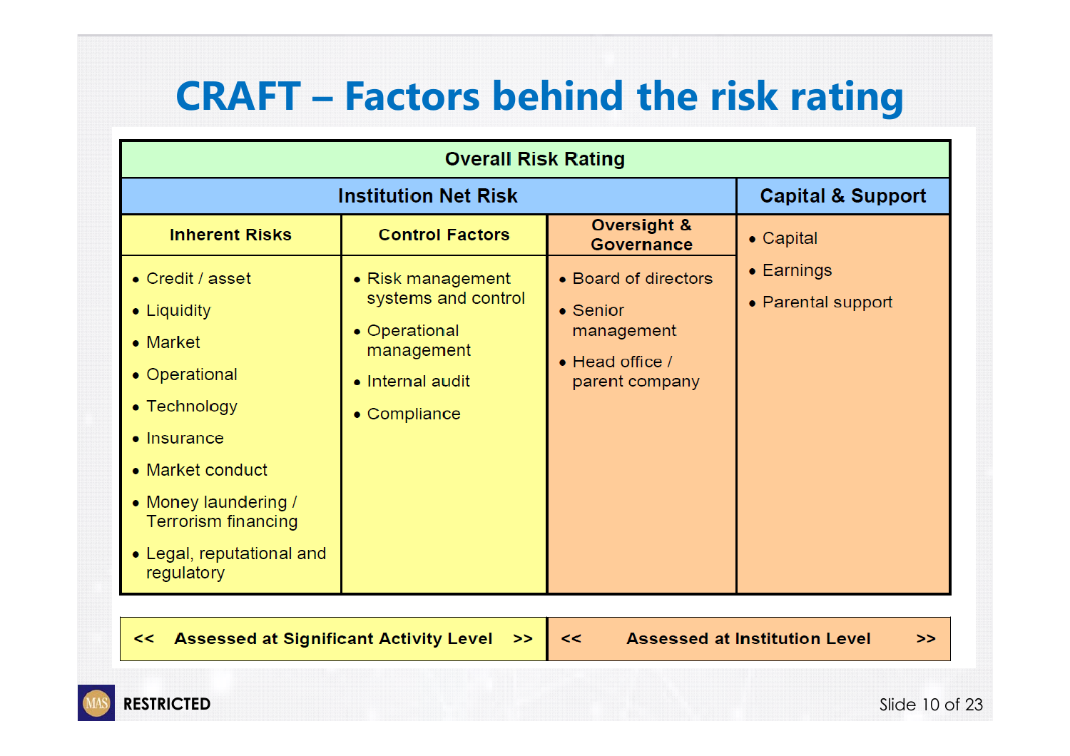# CRAFT – Factors behind the risk rating

| Overall Risk Rating | | | |
|---|---|---|---|
| **Institution Net Risk** | | | **Capital & Support** |
| **Inherent Risks** | **Control Factors** | **Oversight & Governance** | • Capital<br>• Earnings<br>• Parental support |
| • Credit / asset<br>• Liquidity<br>• Market<br>• Operational<br>• Technology<br>• Insurance<br>• Market conduct<br>• Money laundering / Terrorism financing<br>• Legal, reputational and regulatory | • Risk management systems and control<br>• Operational management<br>• Internal audit<br>• Compliance | • Board of directors<br>• Senior management<br>• Head office / parent company | |
| << **Assessed at Significant Activity Level** >> | | << **Assessed at Institution Level** >> | |

RESTRICTED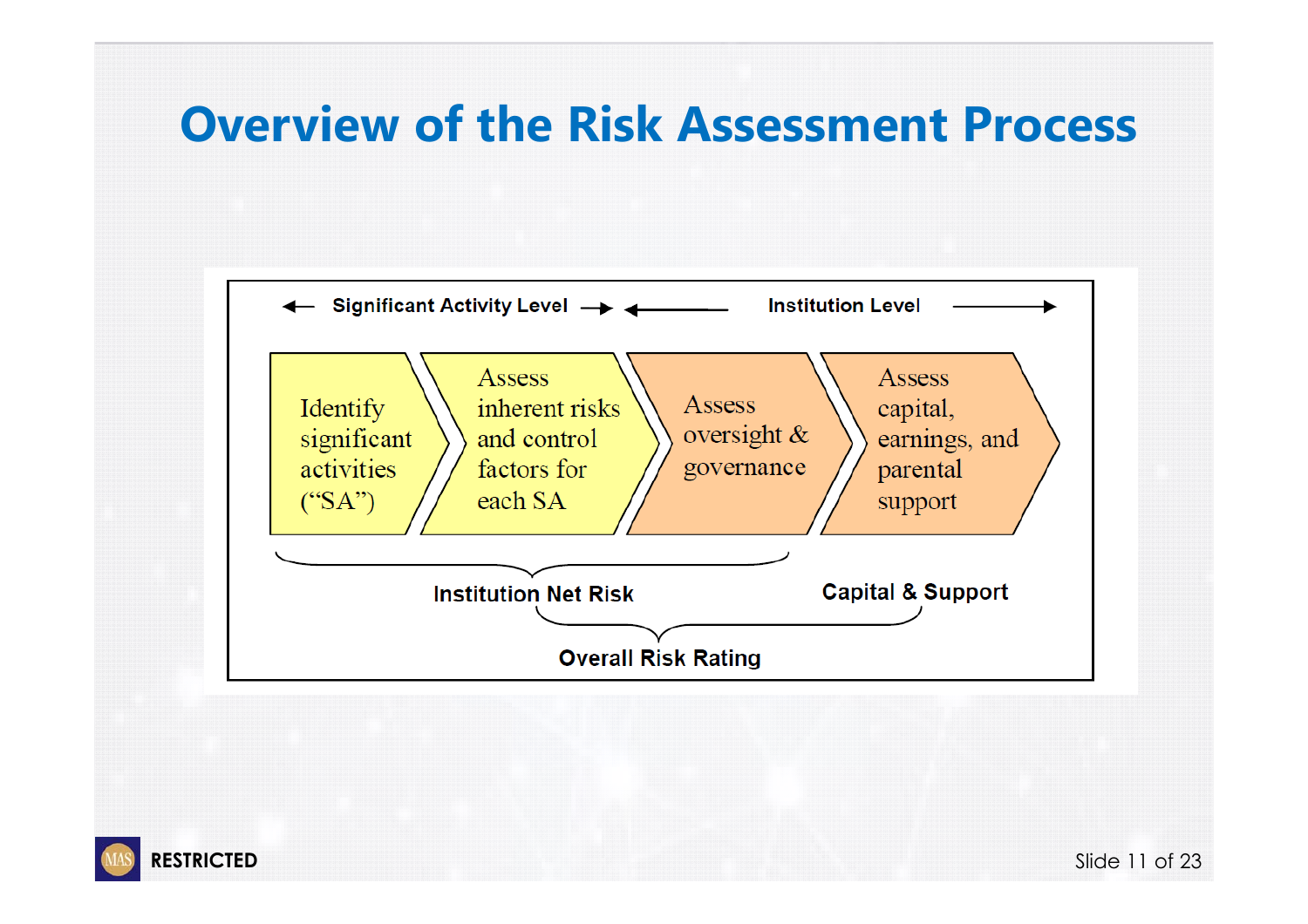# Overview of the Risk Assessment Process

← Significant Activity Level → ← Institution Level →

Identify significant activities ("SA") → Assess inherent risks and control factors for each SA → Assess oversight & governance → Assess capital, earnings, and parental support

Institution Net Risk

Capital & Support

Overall Risk Rating

RESTRICTED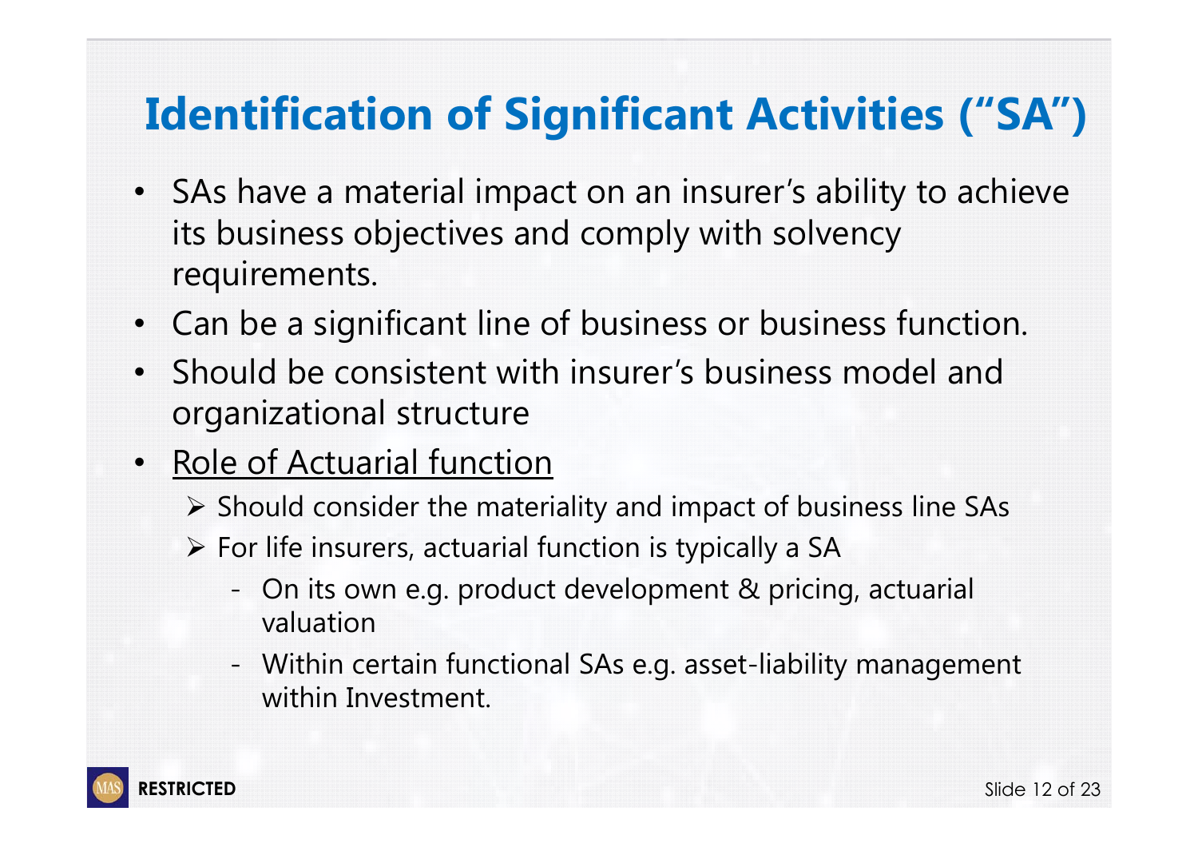# Identification of Significant Activities ("SA")

- SAs have a material impact on an insurer's ability to achieve its business objectives and comply with solvency requirements.
- Can be a significant line of business or business function.
- Should be consistent with insurer's business model and organizational structure
- <u>Role of Actuarial function</u>
  - Should consider the materiality and impact of business line SAs
  - For life insurers, actuarial function is typically a SA
    - On its own e.g. product development & pricing, actuarial valuation
    - Within certain functional SAs e.g. asset-liability management within Investment.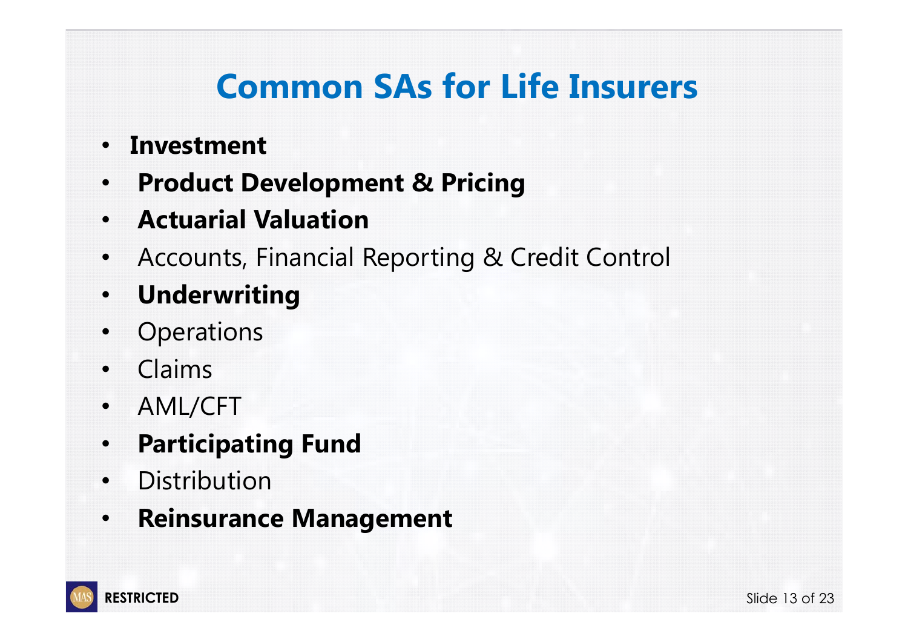# Common SAs for Life Insurers

- **Investment**
- **Product Development & Pricing**
- **Actuarial Valuation**
- Accounts, Financial Reporting & Credit Control
- **Underwriting**
- Operations
- Claims
- AML/CFT
- **Participating Fund**
- Distribution
- **Reinsurance Management**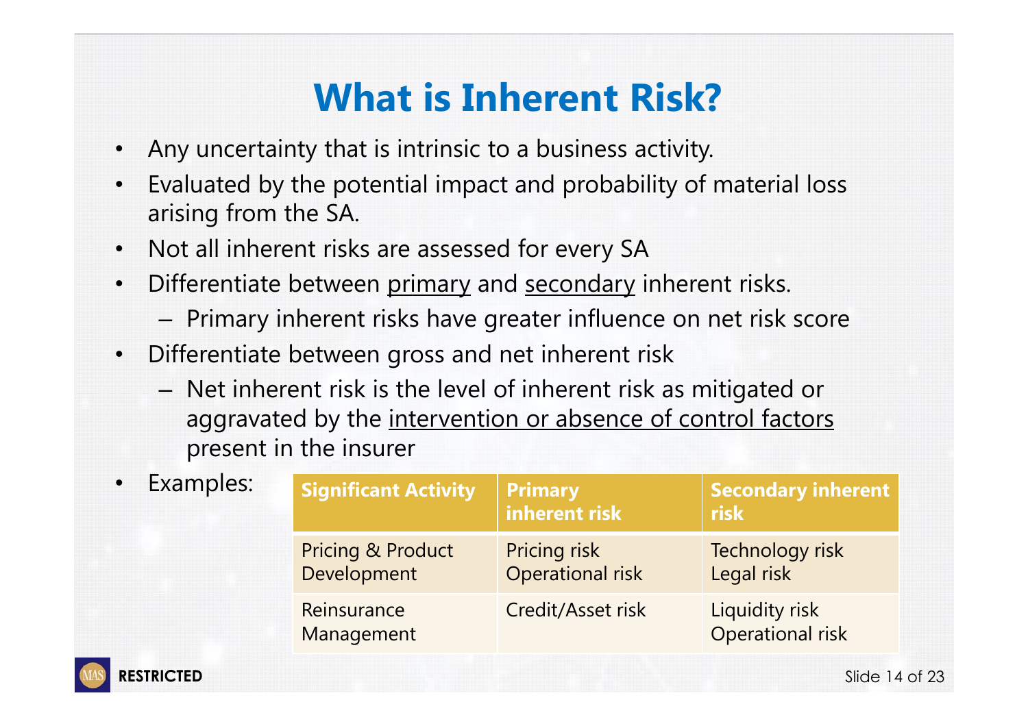# What is Inherent Risk?

- Any uncertainty that is intrinsic to a business activity.
- Evaluated by the potential impact and probability of material loss arising from the SA.
- Not all inherent risks are assessed for every SA
- Differentiate between <u>primary</u> and <u>secondary</u> inherent risks.
  - Primary inherent risks have greater influence on net risk score
- Differentiate between gross and net inherent risk
  - Net inherent risk is the level of inherent risk as mitigated or aggravated by the <u>intervention or absence of control factors</u> present in the insurer
- Examples:

| Significant Activity | Primary inherent risk | Secondary inherent risk |
|---|---|---|
| Pricing & Product Development | Pricing risk<br>Operational risk | Technology risk<br>Legal risk |
| Reinsurance Management | Credit/Asset risk | Liquidity risk<br>Operational risk |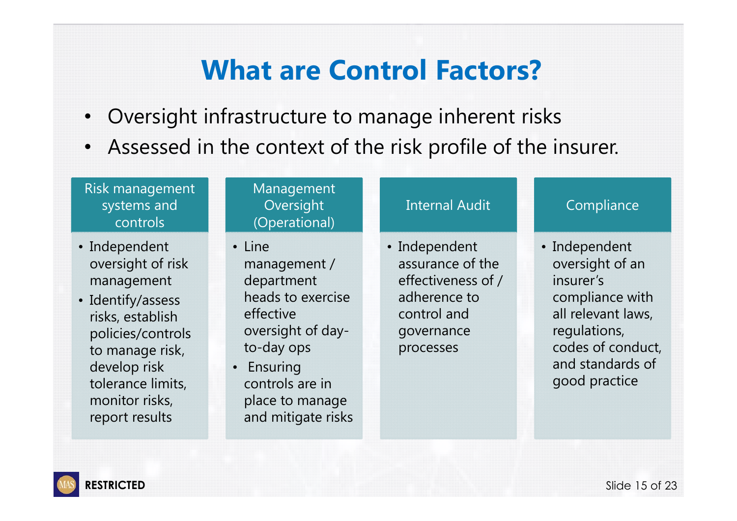# What are Control Factors?

- Oversight infrastructure to manage inherent risks
- Assessed in the context of the risk profile of the insurer.

| Risk management systems and controls | Management Oversight (Operational) | Internal Audit | Compliance |
|---|---|---|---|
| • Independent oversight of risk management<br>• Identify/assess risks, establish policies/controls to manage risk, develop risk tolerance limits, monitor risks, report results | • Line management / department heads to exercise effective oversight of day-to-day ops<br>• Ensuring controls are in place to manage and mitigate risks | • Independent assurance of the effectiveness of / adherence to control and governance processes | • Independent oversight of an insurer's compliance with all relevant laws, regulations, codes of conduct, and standards of good practice |

RESTRICTED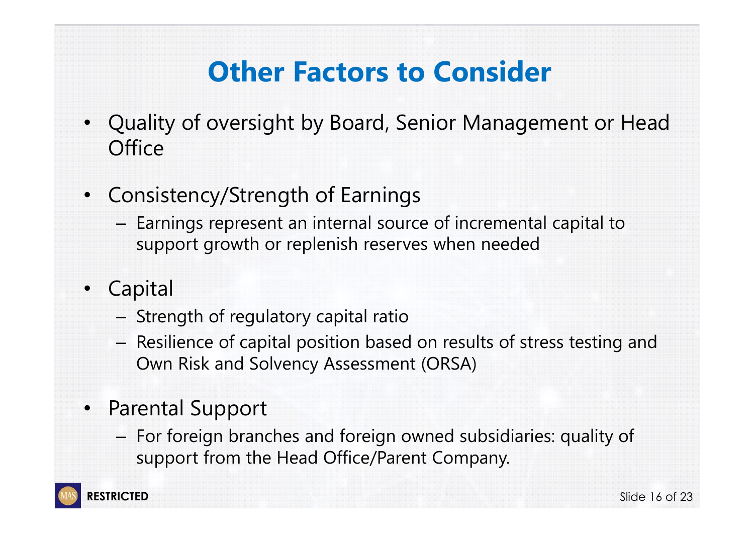# Other Factors to Consider

- Quality of oversight by Board, Senior Management or Head Office
- Consistency/Strength of Earnings
  - Earnings represent an internal source of incremental capital to support growth or replenish reserves when needed
- Capital
  - Strength of regulatory capital ratio
  - Resilience of capital position based on results of stress testing and Own Risk and Solvency Assessment (ORSA)
- Parental Support
  - For foreign branches and foreign owned subsidiaries: quality of support from the Head Office/Parent Company.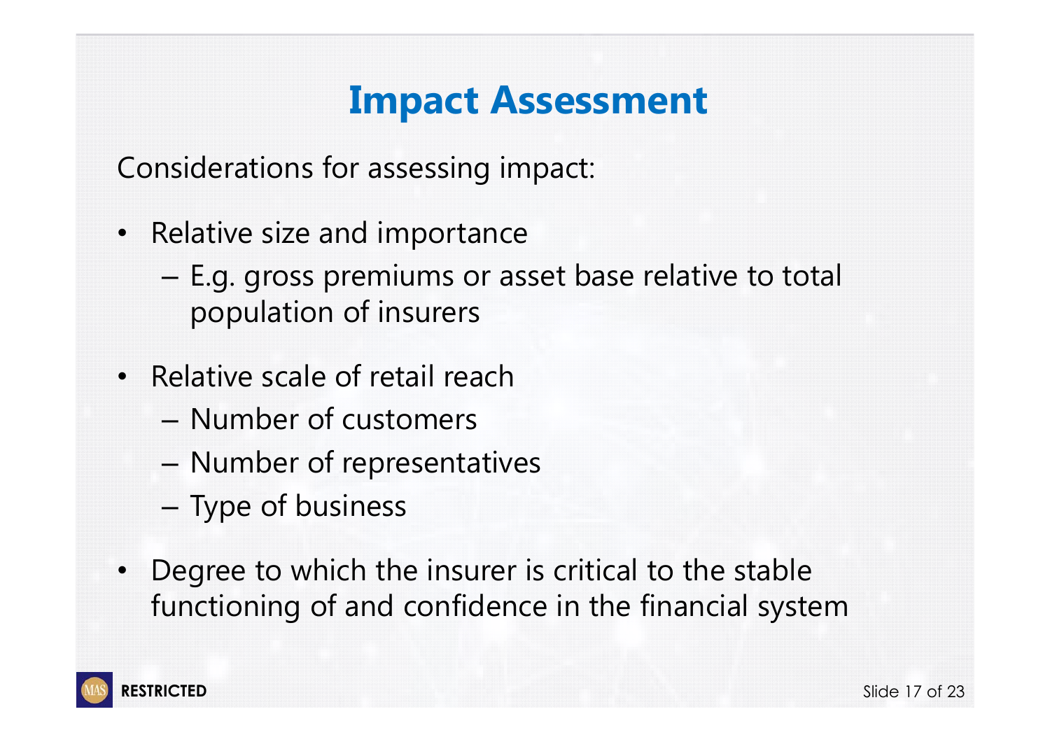# Impact Assessment

Considerations for assessing impact:

- Relative size and importance
  - E.g. gross premiums or asset base relative to total population of insurers
- Relative scale of retail reach
  - Number of customers
  - Number of representatives
  - Type of business
- Degree to which the insurer is critical to the stable functioning of and confidence in the financial system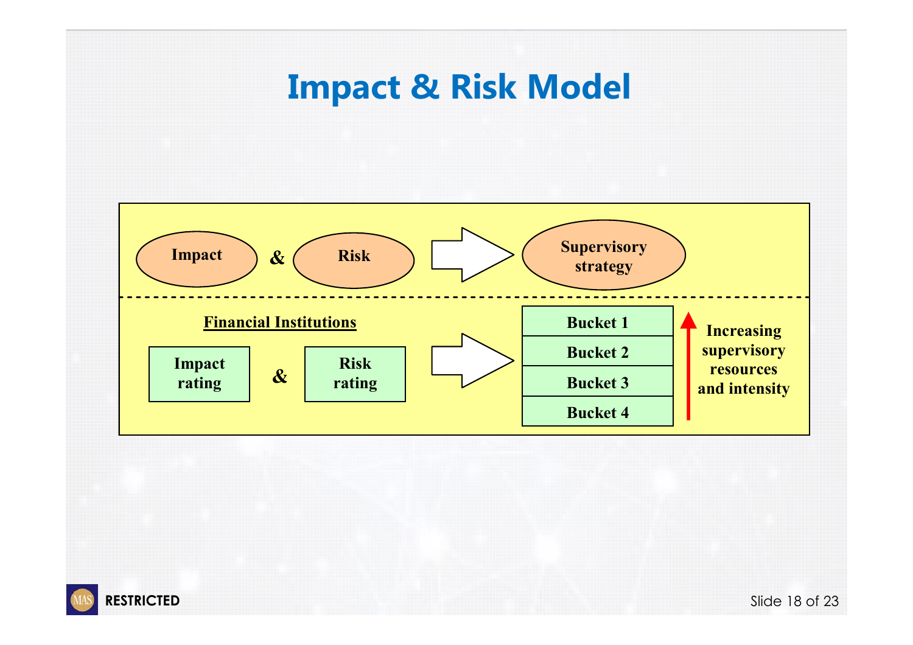# Impact & Risk Model

Impact & Risk → Supervisory strategy

**Financial Institutions**

Impact rating & Risk rating →

- Bucket 1
- Bucket 2
- Bucket 3
- Bucket 4

Increasing supervisory resources and intensity

RESTRICTED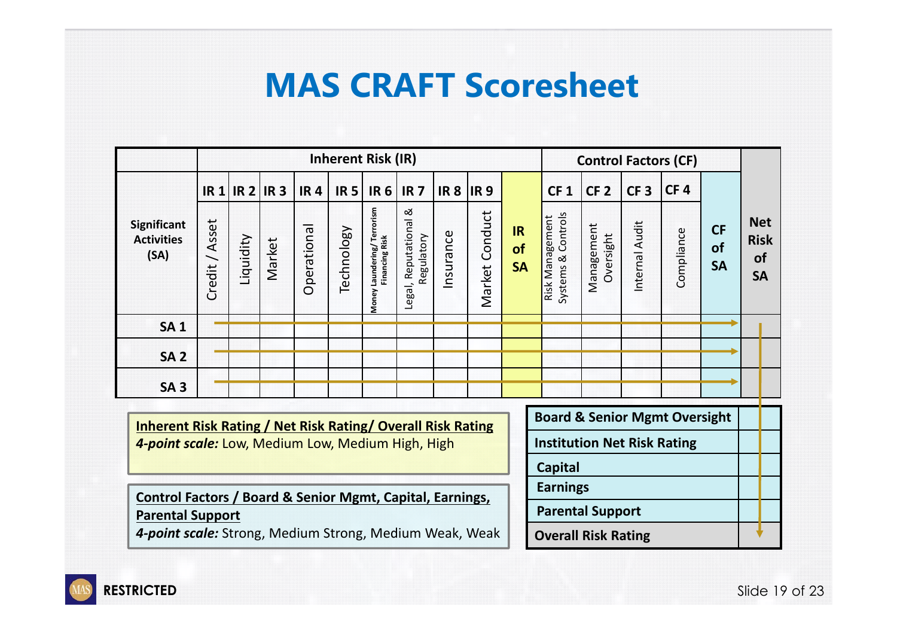# MAS CRAFT Scoresheet

| Significant Activities (SA) | IR 1 Credit / Asset | IR 2 Liquidity | IR 3 Market | IR 4 Operational | IR 5 Technology | IR 6 Money Laundering/ Terrorism Financing Risk | IR 7 Legal, Reputational & Regulatory | IR 8 Insurance | IR 9 Market Conduct | IR of SA | CF 1 Risk Management Systems & Controls | CF 2 Management Oversight | CF 3 Internal Audit | CF 4 Compliance | CF of SA | Net Risk of SA |
|---|---|---|---|---|---|---|---|---|---|---|---|---|---|---|---|---|
| SA 1 | | | | | | | | | | | | | | | | |
| SA 2 | | | | | | | | | | | | | | | | |
| SA 3 | | | | | | | | | | | | | | | | |

Inherent Risk (IR): IR 1 – IR 9, IR of SA. Control Factors (CF): CF 1 – CF 4, CF of SA.

| | |
|---|---|
| Board & Senior Mgmt Oversight | |
| Institution Net Risk Rating | |
| Capital | |
| Earnings | |
| Parental Support | |
| Overall Risk Rating | |

**Inherent Risk Rating / Net Risk Rating/ Overall Risk Rating**
***4-point scale:*** Low, Medium Low, Medium High, High

**Control Factors / Board & Senior Mgmt, Capital, Earnings, Parental Support**
***4-point scale:*** Strong, Medium Strong, Medium Weak, Weak

RESTRICTED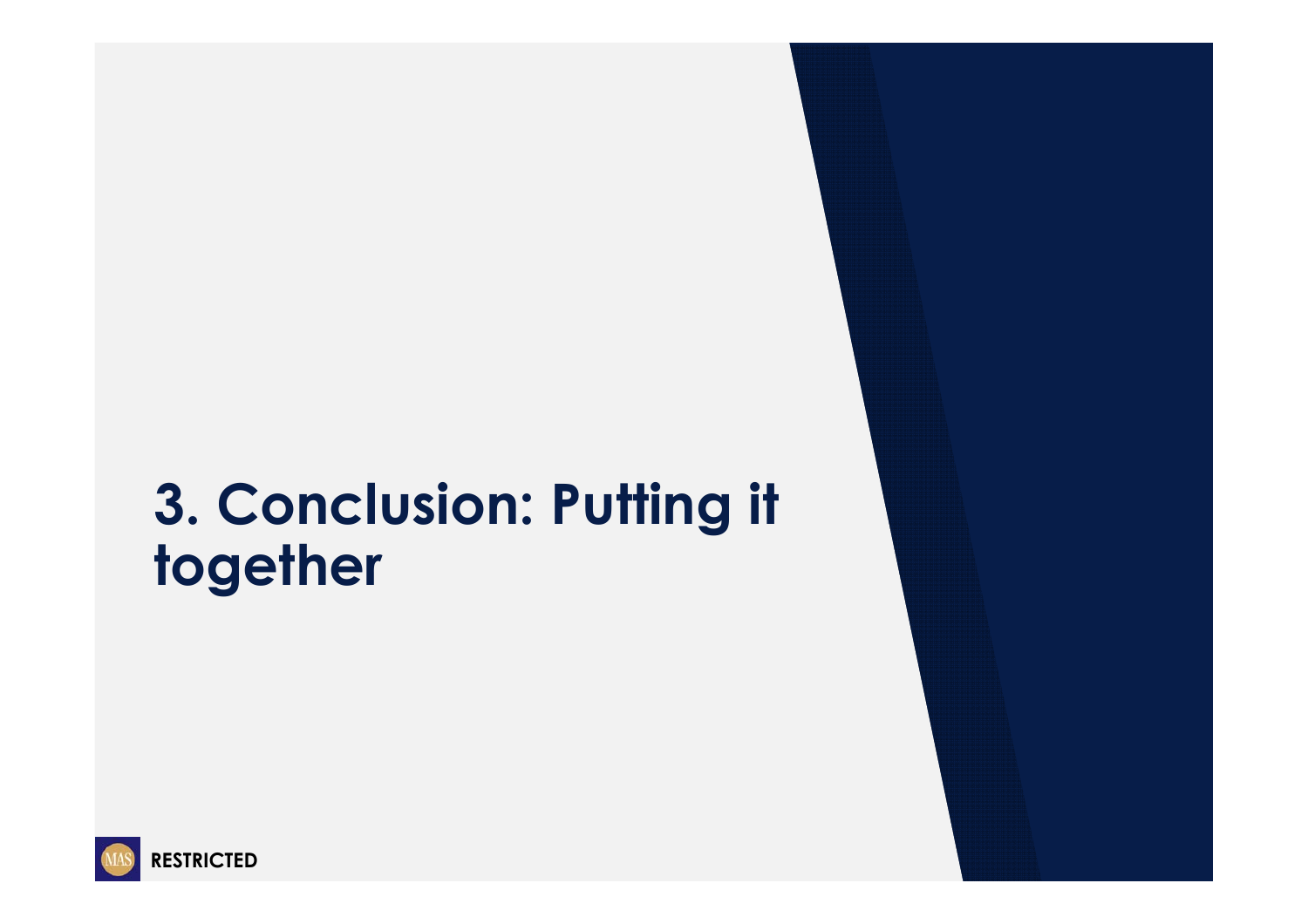# 3. Conclusion: Putting it together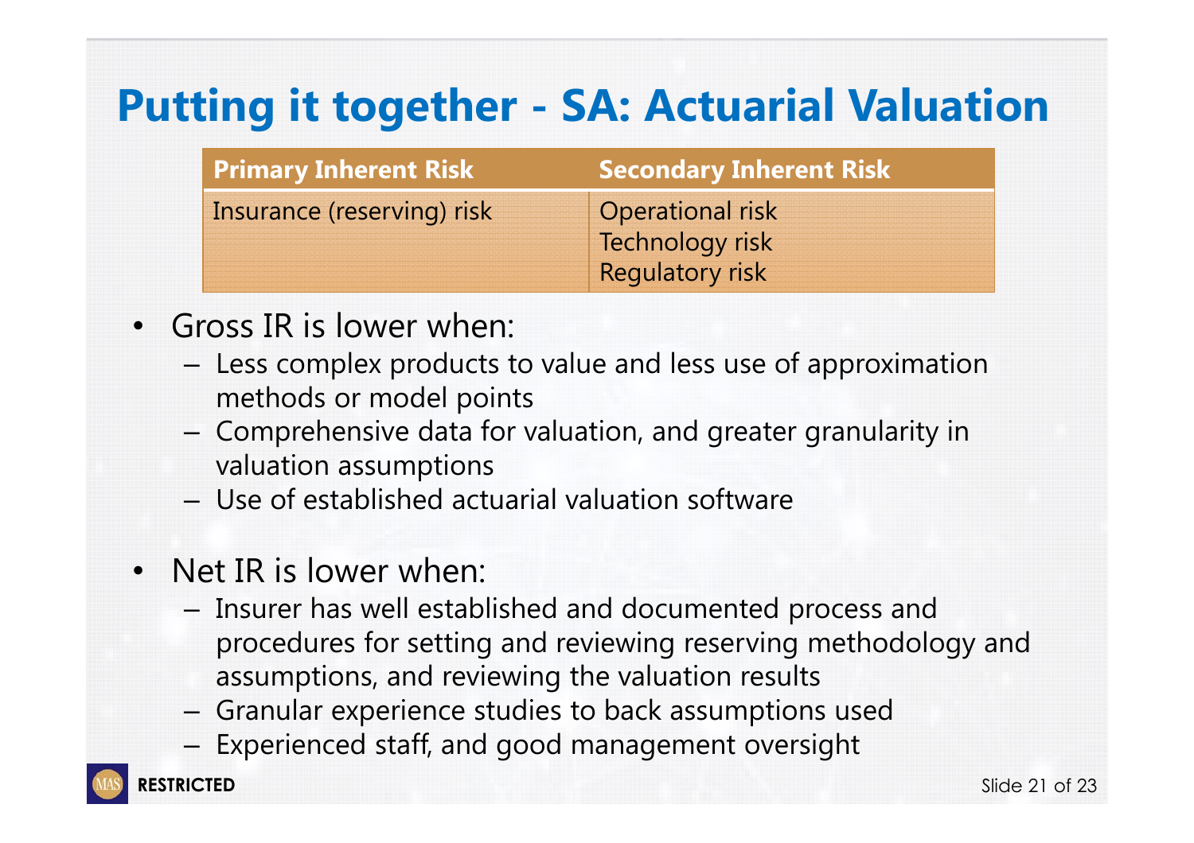# Putting it together - SA: Actuarial Valuation

| Primary Inherent Risk | Secondary Inherent Risk |
| --- | --- |
| Insurance (reserving) risk | Operational risk<br>Technology risk<br>Regulatory risk |

- Gross IR is lower when:
  - Less complex products to value and less use of approximation methods or model points
  - Comprehensive data for valuation, and greater granularity in valuation assumptions
  - Use of established actuarial valuation software

- Net IR is lower when:
  - Insurer has well established and documented process and procedures for setting and reviewing reserving methodology and assumptions, and reviewing the valuation results
  - Granular experience studies to back assumptions used
  - Experienced staff, and good management oversight

RESTRICTED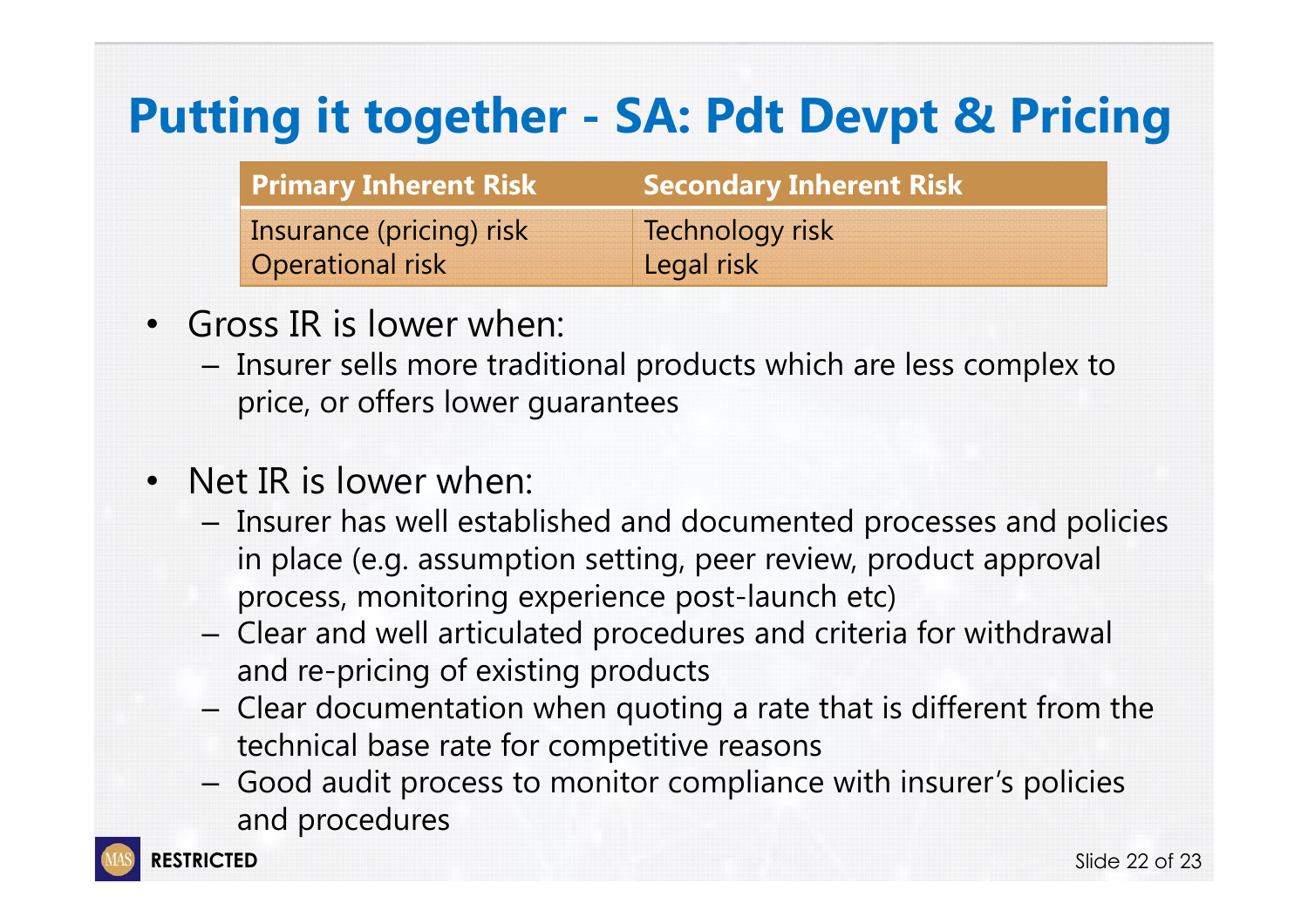# Putting it together - SA: Pdt Devpt & Pricing

| Primary Inherent Risk | Secondary Inherent Risk |
|---|---|
| Insurance (pricing) risk<br>Operational risk | Technology risk<br>Legal risk |

- Gross IR is lower when:
  - Insurer sells more traditional products which are less complex to price, or offers lower guarantees
- Net IR is lower when:
  - Insurer has well established and documented processes and policies in place (e.g. assumption setting, peer review, product approval process, monitoring experience post-launch etc)
  - Clear and well articulated procedures and criteria for withdrawal and re-pricing of existing products
  - Clear documentation when quoting a rate that is different from the technical base rate for competitive reasons
  - Good audit process to monitor compliance with insurer's policies and procedures

RESTRICTED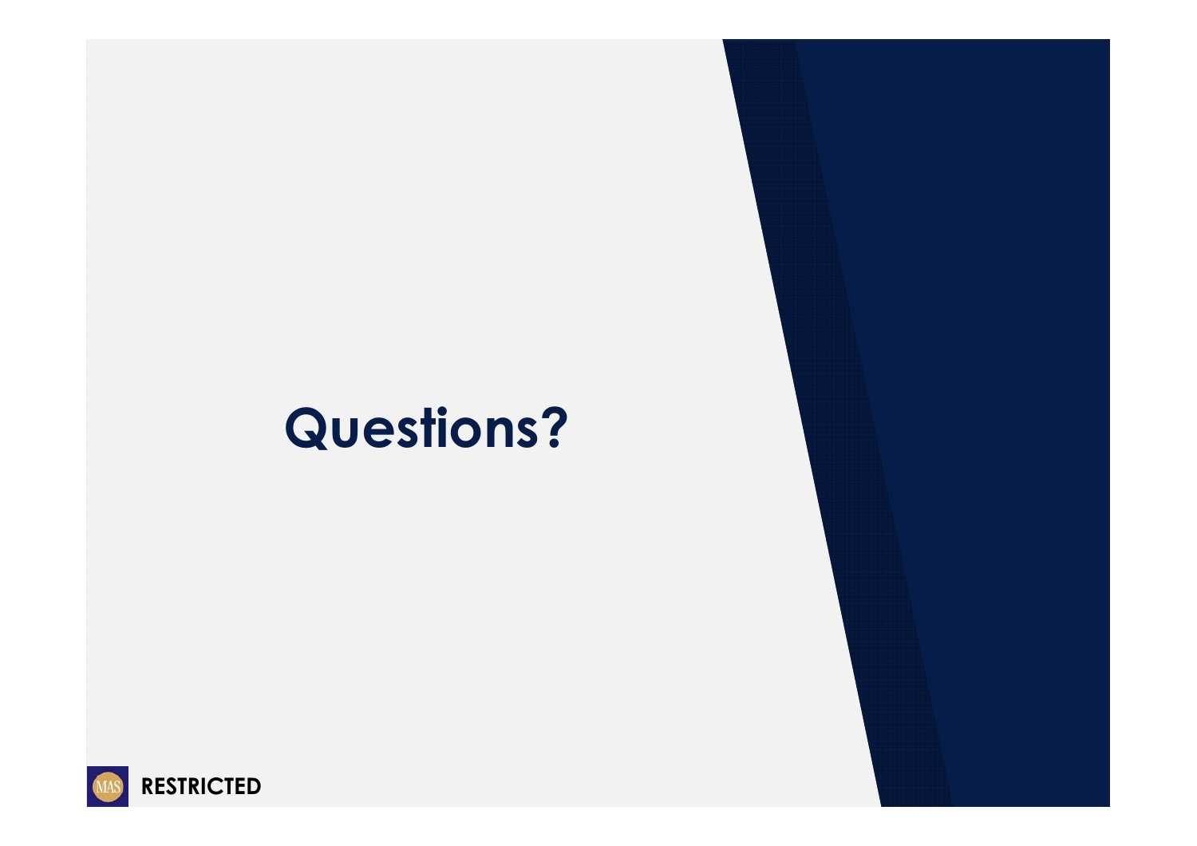# Questions?

RESTRICTED